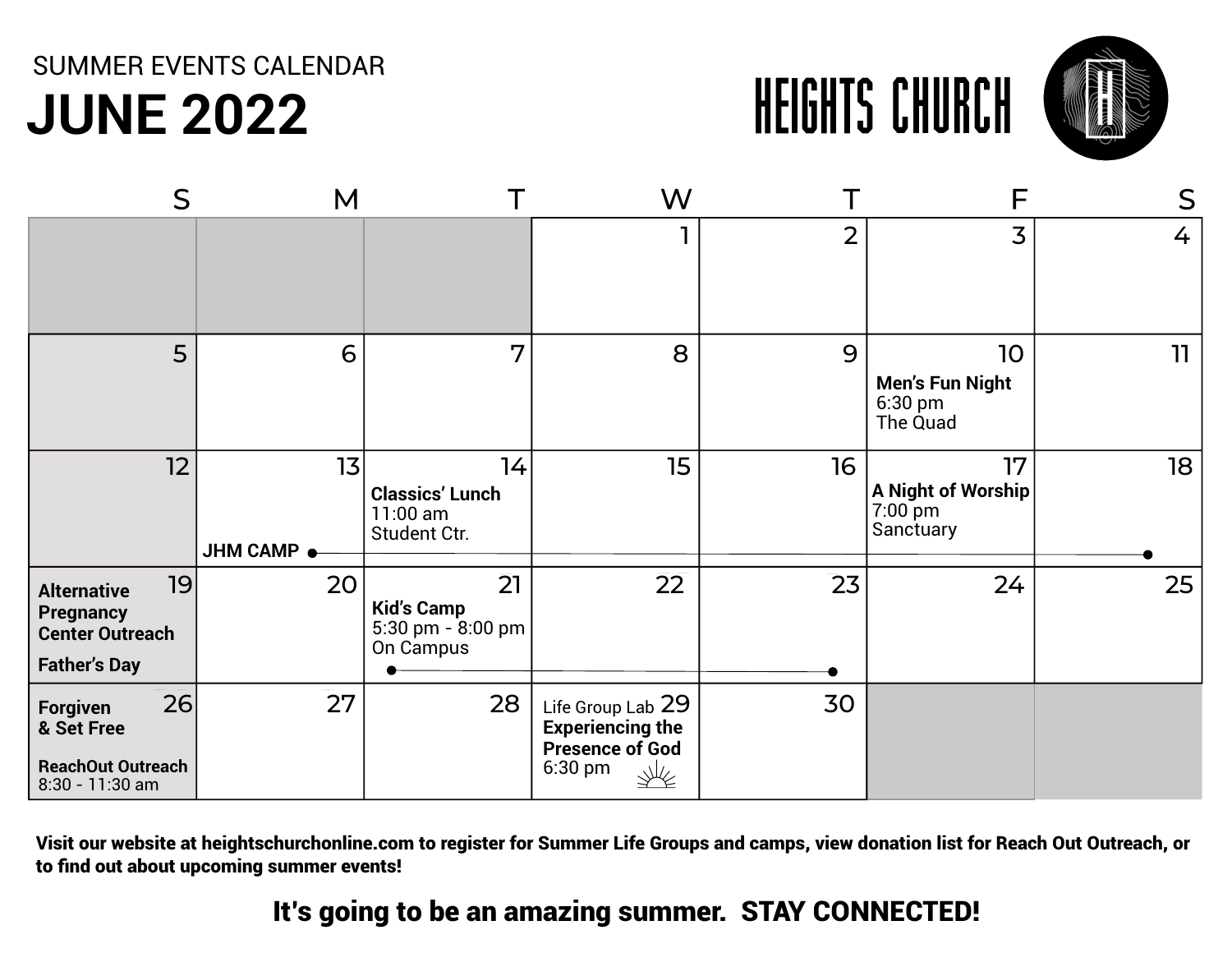SUMMER EVENTS CALENDAR

# JUNE 2022

## HEIGHTS CHURCH

| S | M | T | W | T | F | S |
|---|---|---|---|---|---|---|
| | | | 1 | 2 | 3 | 4 |
| 5 | 6 | 7 | 8 | 9 | 10 **Men's Fun Night** 6:30 pm The Quad | 11 |
| 12 | 13 **JHM CAMP** (13–18) | 14 **Classics' Lunch** 11:00 am Student Ctr. | 15 | 16 | 17 **A Night of Worship** 7:00 pm Sanctuary | 18 |
| 19 **Alternative Pregnancy Center Outreach** **Father's Day** | 20 | 21 **Kid's Camp** 5:30 pm - 8:00 pm On Campus (21–23) | 22 | 23 | 24 | 25 |
| 26 **Forgiven & Set Free** **ReachOut Outreach** 8:30 - 11:30 am | 27 | 28 | 29 Life Group Lab **Experiencing the Presence of God** 6:30 pm | 30 | | |

**Visit our website at heightschurchonline.com to register for Summer Life Groups and camps, view donation list for Reach Out Outreach, or to find out about upcoming summer events!**

**It's going to be an amazing summer. STAY CONNECTED!**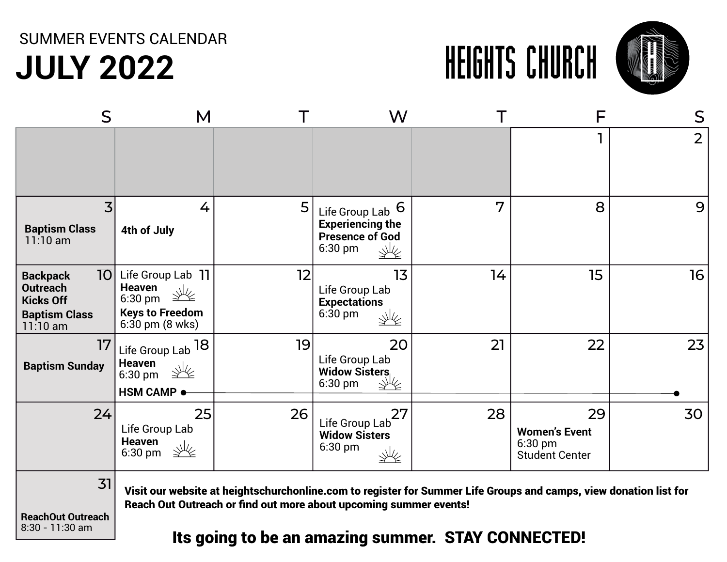SUMMER EVENTS CALENDAR

# JULY 2022

HEIGHTS CHURCH

| S | M | T | W | T | F | S |
|---|---|---|---|---|---|---|
| | | | | | 1 | 2 |
| 3<br>**Baptism Class**<br>11:10 am | 4<br>**4th of July** | 5 | 6<br>Life Group Lab<br>**Experiencing the Presence of God**<br>6:30 pm | 7 | 8 | 9 |
| 10<br>**Backpack Outreach Kicks Off**<br>**Baptism Class**<br>11:10 am | 11<br>Life Group Lab<br>**Heaven**<br>6:30 pm<br>**Keys to Freedom**<br>6:30 pm (8 wks) | 12 | 13<br>Life Group Lab<br>**Expectations**<br>6:30 pm | 14 | 15 | 16 |
| 17<br>**Baptism Sunday** | 18<br>Life Group Lab<br>**Heaven**<br>6:30 pm<br>**HSM CAMP** (18–23) | 19 | 20<br>Life Group Lab<br>**Widow Sisters**<br>6:30 pm | 21 | 22 | 23 |
| 24 | 25<br>Life Group Lab<br>**Heaven**<br>6:30 pm | 26 | 27<br>Life Group Lab<br>**Widow Sisters**<br>6:30 pm | 28 | 29<br>**Women's Event**<br>6:30 pm<br>Student Center | 30 |
| 31<br>**ReachOut Outreach**<br>8:30 - 11:30 am | | | | | | |

**Visit our website at heightschurchonline.com to register for Summer Life Groups and camps, view donation list for Reach Out Outreach or find out more about upcoming summer events!**

**Its going to be an amazing summer. STAY CONNECTED!**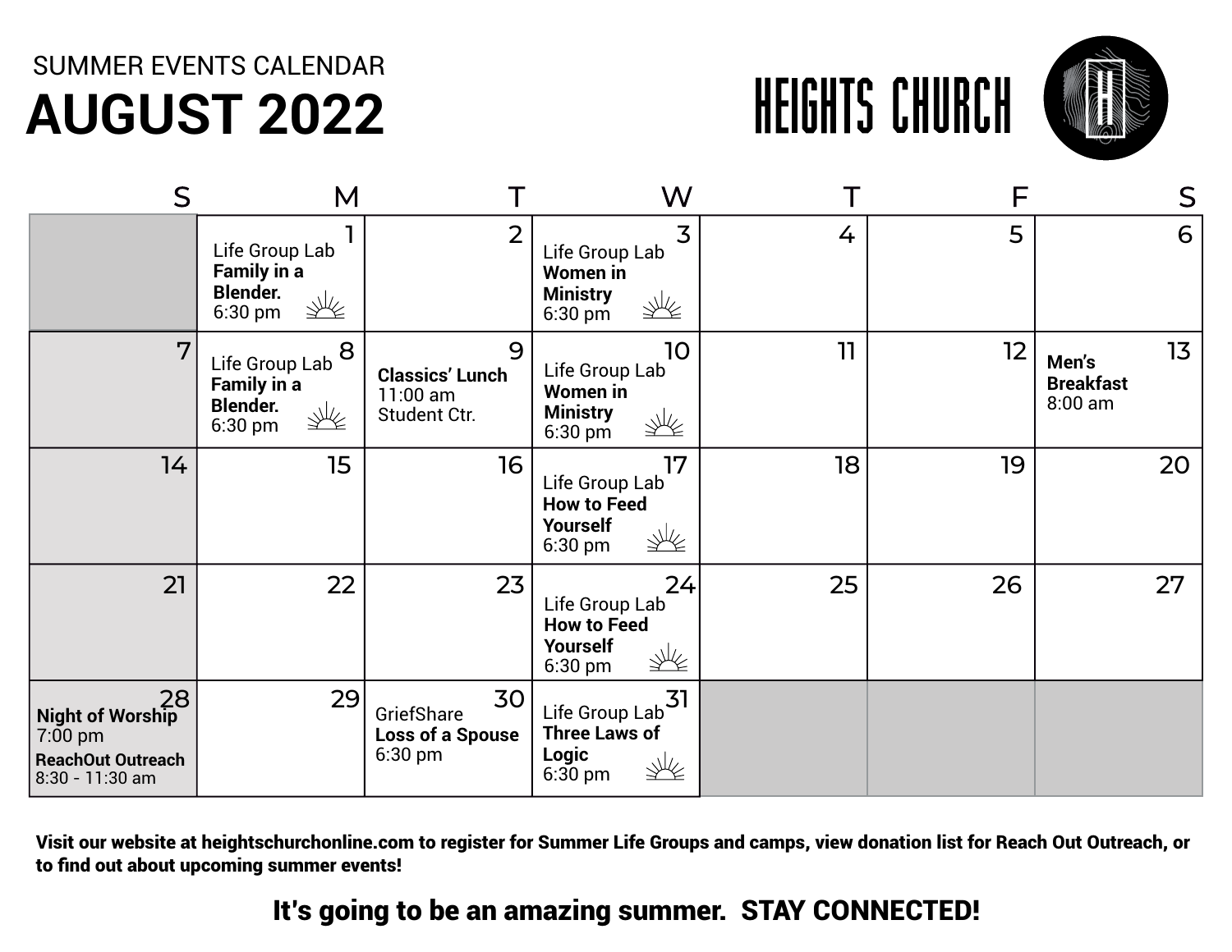SUMMER EVENTS CALENDAR

# AUGUST 2022

HEIGHTS CHURCH

| S | M | T | W | T | F | S |
|---|---|---|---|---|---|---|
| | 1 Life Group Lab **Family in a Blender.** 6:30 pm | 2 | 3 Life Group Lab **Women in Ministry** 6:30 pm | 4 | 5 | 6 |
| 7 | 8 Life Group Lab **Family in a Blender.** 6:30 pm | 9 **Classics' Lunch** 11:00 am Student Ctr. | 10 Life Group Lab **Women in Ministry** 6:30 pm | 11 | 12 | 13 **Men's Breakfast** 8:00 am |
| 14 | 15 | 16 | 17 Life Group Lab **How to Feed Yourself** 6:30 pm | 18 | 19 | 20 |
| 21 | 22 | 23 | 24 Life Group Lab **How to Feed Yourself** 6:30 pm | 25 | 26 | 27 |
| 28 **Night of Worship** 7:00 pm **ReachOut Outreach** 8:30 - 11:30 am | 29 | 30 GriefShare **Loss of a Spouse** 6:30 pm | 31 Life Group Lab **Three Laws of Logic** 6:30 pm | | | |

**Visit our website at heightschurchonline.com to register for Summer Life Groups and camps, view donation list for Reach Out Outreach, or to find out about upcoming summer events!**

**It's going to be an amazing summer. STAY CONNECTED!**